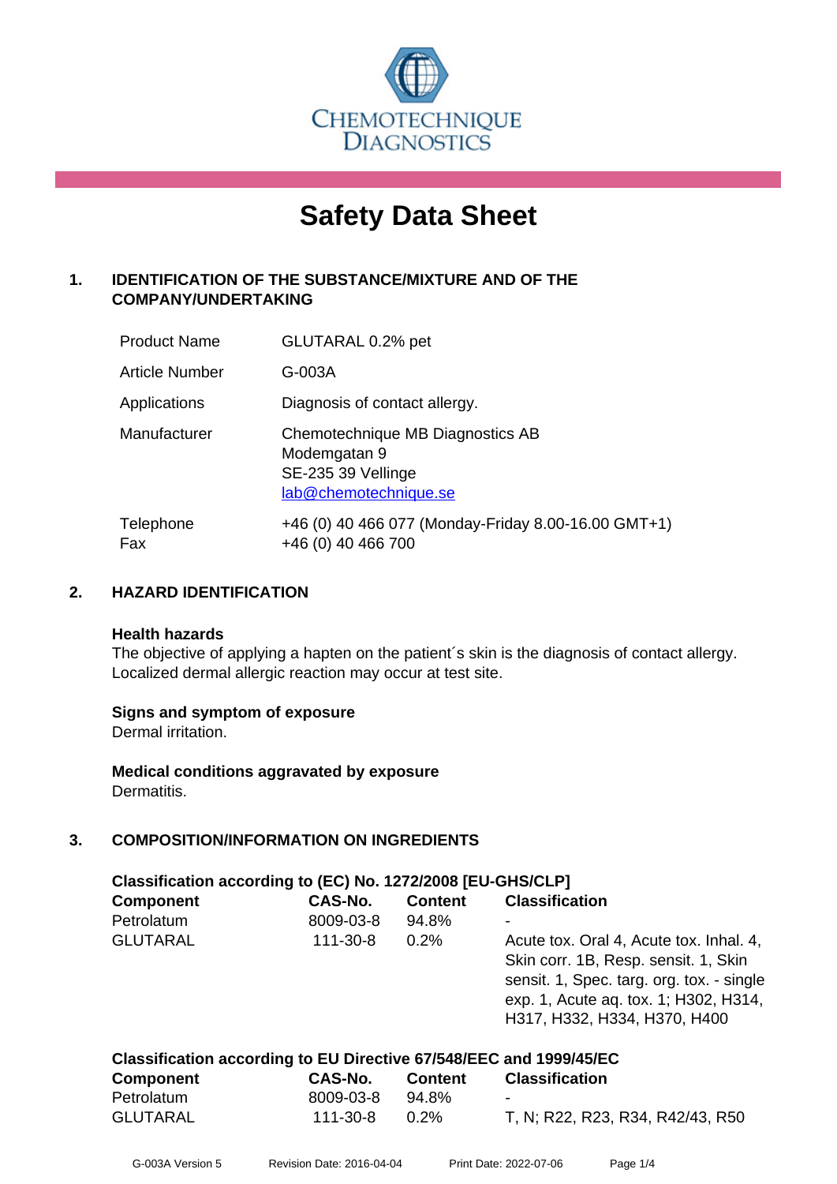CHEMOTECHNIQUE DIAGNOSTICS

# Safety Data Sheet

## 1. IDENTIFICATION OF THE SUBSTANCE/MIXTURE AND OF THE COMPANY/UNDERTAKING

| | |
|---|---|
| Product Name | GLUTARAL 0.2% pet |
| Article Number | G-003A |
| Applications | Diagnosis of contact allergy. |
| Manufacturer | Chemotechnique MB Diagnostics AB<br>Modemgatan 9<br>SE-235 39 Vellinge<br>lab@chemotechnique.se |
| Telephone<br>Fax | +46 (0) 40 466 077 (Monday-Friday 8.00-16.00 GMT+1)<br>+46 (0) 40 466 700 |

## 2. HAZARD IDENTIFICATION

**Health hazards**
The objective of applying a hapten on the patient´s skin is the diagnosis of contact allergy. Localized dermal allergic reaction may occur at test site.

**Signs and symptom of exposure**
Dermal irritation.

**Medical conditions aggravated by exposure**
Dermatitis.

## 3. COMPOSITION/INFORMATION ON INGREDIENTS

**Classification according to (EC) No. 1272/2008 [EU-GHS/CLP]**

| Component | CAS-No. | Content | Classification |
|---|---|---|---|
| Petrolatum | 8009-03-8 | 94.8% | - |
| GLUTARAL | 111-30-8 | 0.2% | Acute tox. Oral 4, Acute tox. Inhal. 4, Skin corr. 1B, Resp. sensit. 1, Skin sensit. 1, Spec. targ. org. tox. - single exp. 1, Acute aq. tox. 1; H302, H314, H317, H332, H334, H370, H400 |

**Classification according to EU Directive 67/548/EEC and 1999/45/EC**

| Component | CAS-No. | Content | Classification |
|---|---|---|---|
| Petrolatum | 8009-03-8 | 94.8% | - |
| GLUTARAL | 111-30-8 | 0.2% | T, N; R22, R23, R34, R42/43, R50 |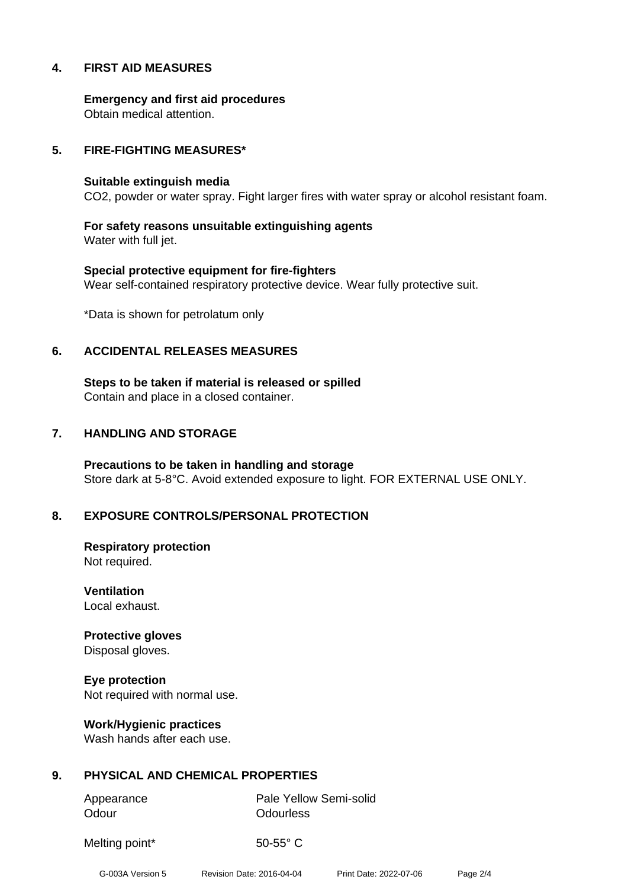## 4. FIRST AID MEASURES

**Emergency and first aid procedures**
Obtain medical attention.

## 5. FIRE-FIGHTING MEASURES*

**Suitable extinguish media**
$CO_2$, powder or water spray. Fight larger fires with water spray or alcohol resistant foam.

**For safety reasons unsuitable extinguishing agents**
Water with full jet.

**Special protective equipment for fire-fighters**
Wear self-contained respiratory protective device. Wear fully protective suit.

*Data is shown for petrolatum only

## 6. ACCIDENTAL RELEASES MEASURES

**Steps to be taken if material is released or spilled**
Contain and place in a closed container.

## 7. HANDLING AND STORAGE

**Precautions to be taken in handling and storage**
Store dark at 5-8°C. Avoid extended exposure to light. FOR EXTERNAL USE ONLY.

## 8. EXPOSURE CONTROLS/PERSONAL PROTECTION

**Respiratory protection**
Not required.

**Ventilation**
Local exhaust.

**Protective gloves**
Disposal gloves.

**Eye protection**
Not required with normal use.

**Work/Hygienic practices**
Wash hands after each use.

## 9. PHYSICAL AND CHEMICAL PROPERTIES

| | |
|---|---|
| Appearance | Pale Yellow Semi-solid |
| Odour | Odourless |
| Melting point* | 50-55° C |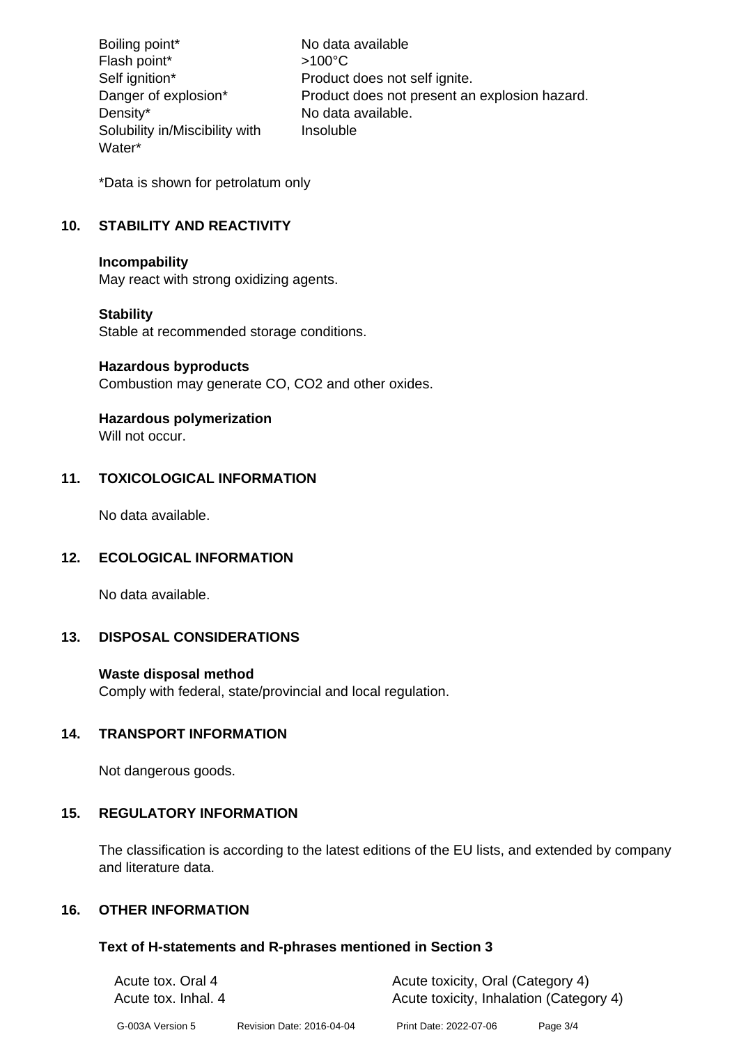| | |
|---|---|
| Boiling point* | No data available |
| Flash point* | >100°C |
| Self ignition* | Product does not self ignite. |
| Danger of explosion* | Product does not present an explosion hazard. |
| Density* | No data available. |
| Solubility in/Miscibility with Water* | Insoluble |

*Data is shown for petrolatum only

## 10. STABILITY AND REACTIVITY

**Incompability**
May react with strong oxidizing agents.

**Stability**
Stable at recommended storage conditions.

**Hazardous byproducts**
Combustion may generate CO, $CO_2$ and other oxides.

**Hazardous polymerization**
Will not occur.

## 11. TOXICOLOGICAL INFORMATION

No data available.

## 12. ECOLOGICAL INFORMATION

No data available.

## 13. DISPOSAL CONSIDERATIONS

**Waste disposal method**
Comply with federal, state/provincial and local regulation.

## 14. TRANSPORT INFORMATION

Not dangerous goods.

## 15. REGULATORY INFORMATION

The classification is according to the latest editions of the EU lists, and extended by company and literature data.

## 16. OTHER INFORMATION

### Text of H-statements and R-phrases mentioned in Section 3

| | |
|---|---|
| Acute tox. Oral 4 | Acute toxicity, Oral (Category 4) |
| Acute tox. Inhal. 4 | Acute toxicity, Inhalation (Category 4) |

G-003A Version 5 Revision Date: 2016-04-04 Print Date: 2022-07-06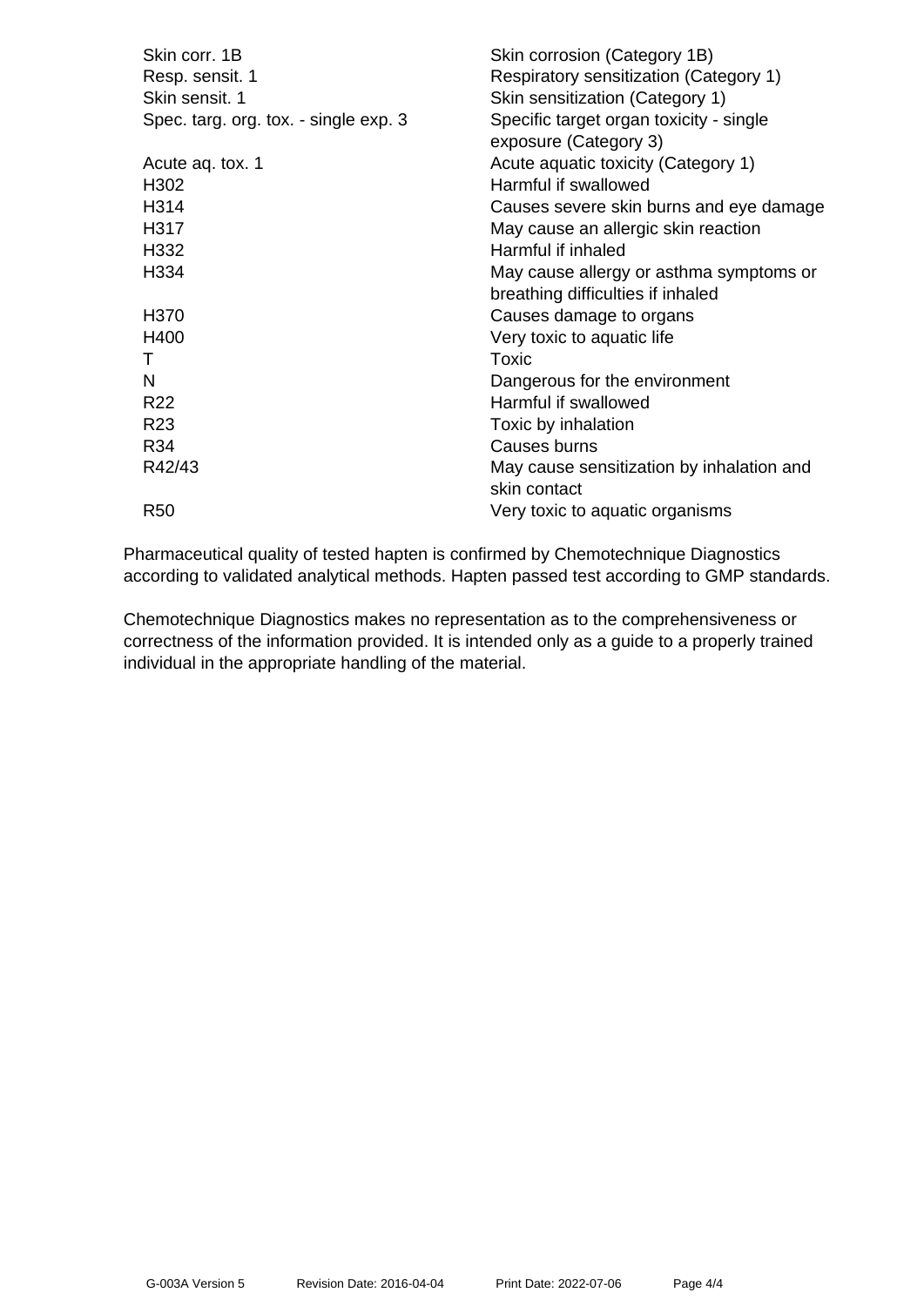| | |
|---|---|
| Skin corr. 1B | Skin corrosion (Category 1B) |
| Resp. sensit. 1 | Respiratory sensitization (Category 1) |
| Skin sensit. 1 | Skin sensitization (Category 1) |
| Spec. targ. org. tox. - single exp. 3 | Specific target organ toxicity - single exposure (Category 3) |
| Acute aq. tox. 1 | Acute aquatic toxicity (Category 1) |
| H302 | Harmful if swallowed |
| H314 | Causes severe skin burns and eye damage |
| H317 | May cause an allergic skin reaction |
| H332 | Harmful if inhaled |
| H334 | May cause allergy or asthma symptoms or breathing difficulties if inhaled |
| H370 | Causes damage to organs |
| H400 | Very toxic to aquatic life |
| T | Toxic |
| N | Dangerous for the environment |
| R22 | Harmful if swallowed |
| R23 | Toxic by inhalation |
| R34 | Causes burns |
| R42/43 | May cause sensitization by inhalation and skin contact |
| R50 | Very toxic to aquatic organisms |

Pharmaceutical quality of tested hapten is confirmed by Chemotechnique Diagnostics according to validated analytical methods. Hapten passed test according to GMP standards.

Chemotechnique Diagnostics makes no representation as to the comprehensiveness or correctness of the information provided. It is intended only as a guide to a properly trained individual in the appropriate handling of the material.